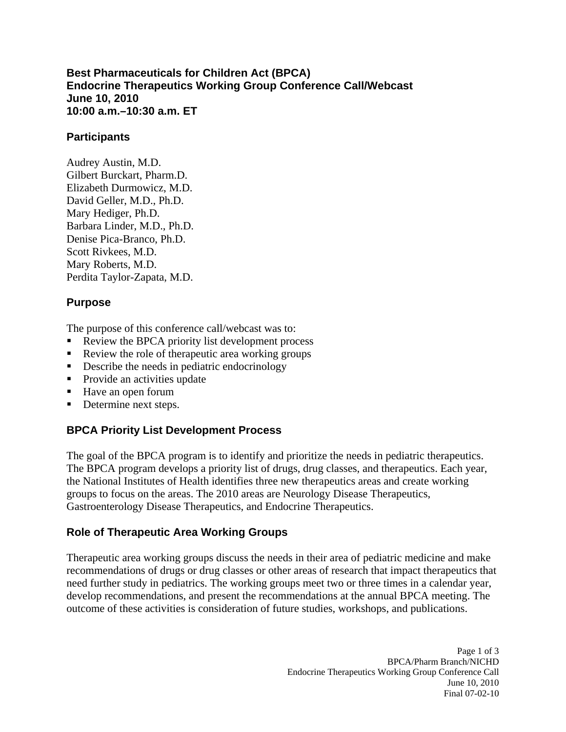# Best Pharmaceuticals for Children Act (BPCA)
# Endocrine Therapeutics Working Group Conference Call/Webcast
# June 10, 2010
# 10:00 a.m.–10:30 a.m. ET

## Participants

Audrey Austin, M.D.
Gilbert Burckart, Pharm.D.
Elizabeth Durmowicz, M.D.
David Geller, M.D., Ph.D.
Mary Hediger, Ph.D.
Barbara Linder, M.D., Ph.D.
Denise Pica-Branco, Ph.D.
Scott Rivkees, M.D.
Mary Roberts, M.D.
Perdita Taylor-Zapata, M.D.

## Purpose

The purpose of this conference call/webcast was to:

- Review the BPCA priority list development process
- Review the role of therapeutic area working groups
- Describe the needs in pediatric endocrinology
- Provide an activities update
- Have an open forum
- Determine next steps.

## BPCA Priority List Development Process

The goal of the BPCA program is to identify and prioritize the needs in pediatric therapeutics. The BPCA program develops a priority list of drugs, drug classes, and therapeutics. Each year, the National Institutes of Health identifies three new therapeutics areas and create working groups to focus on the areas. The 2010 areas are Neurology Disease Therapeutics, Gastroenterology Disease Therapeutics, and Endocrine Therapeutics.

## Role of Therapeutic Area Working Groups

Therapeutic area working groups discuss the needs in their area of pediatric medicine and make recommendations of drugs or drug classes or other areas of research that impact therapeutics that need further study in pediatrics. The working groups meet two or three times in a calendar year, develop recommendations, and present the recommendations at the annual BPCA meeting. The outcome of these activities is consideration of future studies, workshops, and publications.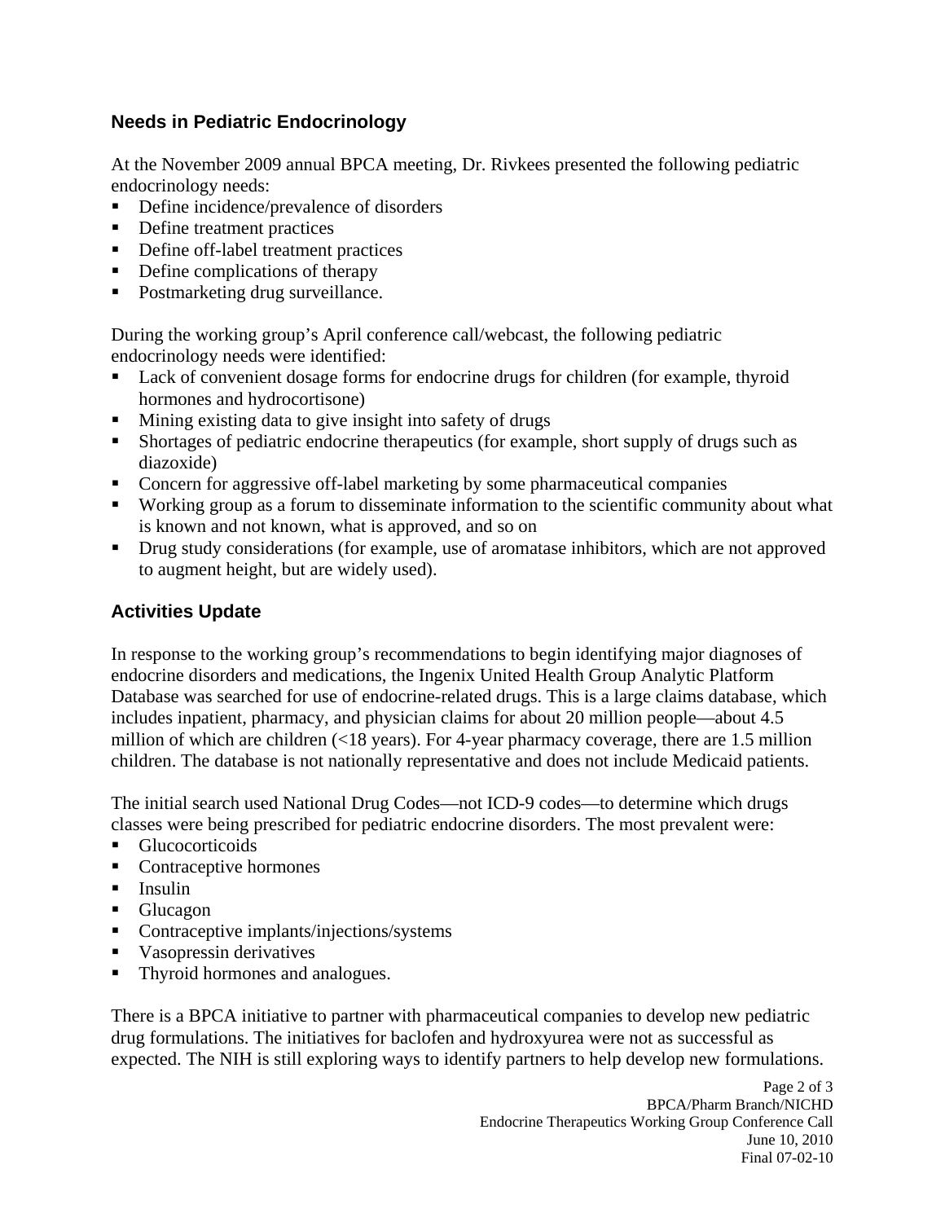## Needs in Pediatric Endocrinology

At the November 2009 annual BPCA meeting, Dr. Rivkees presented the following pediatric endocrinology needs:

- Define incidence/prevalence of disorders
- Define treatment practices
- Define off-label treatment practices
- Define complications of therapy
- Postmarketing drug surveillance.

During the working group's April conference call/webcast, the following pediatric endocrinology needs were identified:

- Lack of convenient dosage forms for endocrine drugs for children (for example, thyroid hormones and hydrocortisone)
- Mining existing data to give insight into safety of drugs
- Shortages of pediatric endocrine therapeutics (for example, short supply of drugs such as diazoxide)
- Concern for aggressive off-label marketing by some pharmaceutical companies
- Working group as a forum to disseminate information to the scientific community about what is known and not known, what is approved, and so on
- Drug study considerations (for example, use of aromatase inhibitors, which are not approved to augment height, but are widely used).

## Activities Update

In response to the working group's recommendations to begin identifying major diagnoses of endocrine disorders and medications, the Ingenix United Health Group Analytic Platform Database was searched for use of endocrine-related drugs. This is a large claims database, which includes inpatient, pharmacy, and physician claims for about 20 million people—about 4.5 million of which are children (<18 years). For 4-year pharmacy coverage, there are 1.5 million children. The database is not nationally representative and does not include Medicaid patients.

The initial search used National Drug Codes—not ICD-9 codes—to determine which drugs classes were being prescribed for pediatric endocrine disorders. The most prevalent were:

- Glucocorticoids
- Contraceptive hormones
- Insulin
- Glucagon
- Contraceptive implants/injections/systems
- Vasopressin derivatives
- Thyroid hormones and analogues.

There is a BPCA initiative to partner with pharmaceutical companies to develop new pediatric drug formulations. The initiatives for baclofen and hydroxyurea were not as successful as expected. The NIH is still exploring ways to identify partners to help develop new formulations.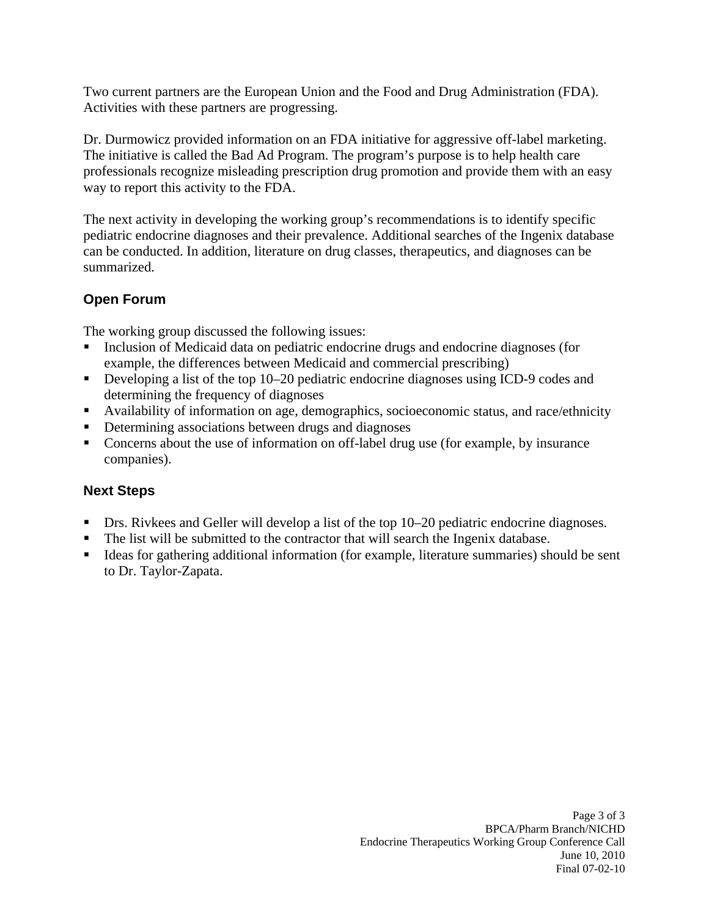Two current partners are the European Union and the Food and Drug Administration (FDA). Activities with these partners are progressing.

Dr. Durmowicz provided information on an FDA initiative for aggressive off-label marketing. The initiative is called the Bad Ad Program. The program's purpose is to help health care professionals recognize misleading prescription drug promotion and provide them with an easy way to report this activity to the FDA.

The next activity in developing the working group's recommendations is to identify specific pediatric endocrine diagnoses and their prevalence. Additional searches of the Ingenix database can be conducted. In addition, literature on drug classes, therapeutics, and diagnoses can be summarized.

## Open Forum

The working group discussed the following issues:

- Inclusion of Medicaid data on pediatric endocrine drugs and endocrine diagnoses (for example, the differences between Medicaid and commercial prescribing)
- Developing a list of the top 10–20 pediatric endocrine diagnoses using ICD-9 codes and determining the frequency of diagnoses
- Availability of information on age, demographics, socioeconomic status, and race/ethnicity
- Determining associations between drugs and diagnoses
- Concerns about the use of information on off-label drug use (for example, by insurance companies).

## Next Steps

- Drs. Rivkees and Geller will develop a list of the top 10–20 pediatric endocrine diagnoses.
- The list will be submitted to the contractor that will search the Ingenix database.
- Ideas for gathering additional information (for example, literature summaries) should be sent to Dr. Taylor-Zapata.